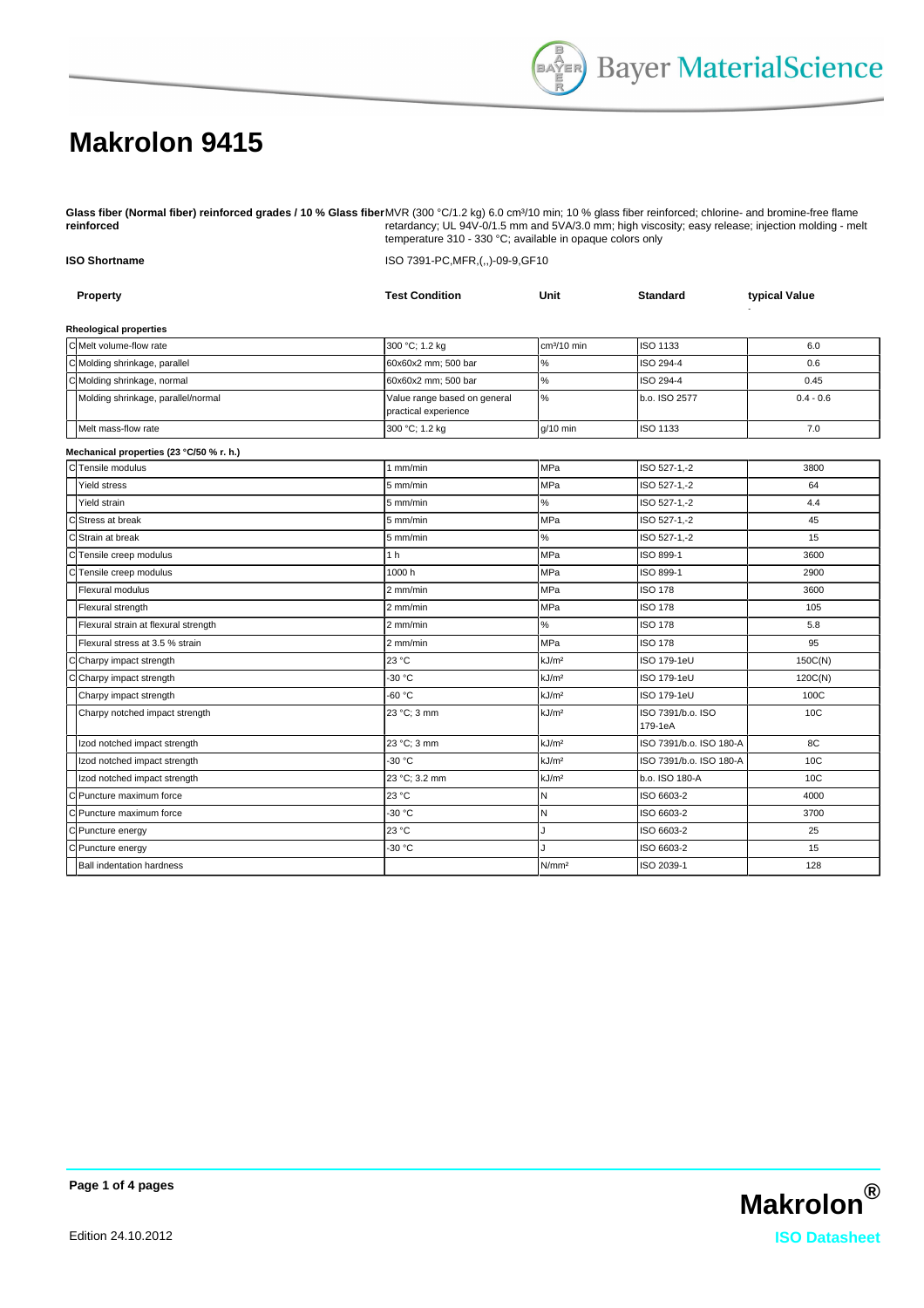# Makrolon 9415

**Glass fiber (Normal fiber) reinforced grades / 10 % Glass fiber reinforced**

MVR (300 °C/1.2 kg) 6.0 cm³/10 min; 10 % glass fiber reinforced; chlorine- and bromine-free flame retardancy; UL 94V-0/1.5 mm and 5VA/3.0 mm; high viscosity; easy release; injection molding - melt temperature 310 - 330 °C; available in opaque colors only

**ISO Shortname** ISO 7391-PC,MFR,(,,)-09-9,GF10

| | Property | Test Condition | Unit | Standard | typical Value |
|---|---|---|---|---|---|
| | **Rheological properties** | | | | |
| C | Melt volume-flow rate | 300 °C; 1.2 kg | cm³/10 min | ISO 1133 | 6.0 |
| C | Molding shrinkage, parallel | 60x60x2 mm; 500 bar | % | ISO 294-4 | 0.6 |
| C | Molding shrinkage, normal | 60x60x2 mm; 500 bar | % | ISO 294-4 | 0.45 |
| | Molding shrinkage, parallel/normal | Value range based on general practical experience | % | b.o. ISO 2577 | 0.4 - 0.6 |
| | Melt mass-flow rate | 300 °C; 1.2 kg | g/10 min | ISO 1133 | 7.0 |
| | **Mechanical properties (23 °C/50 % r. h.)** | | | | |
| C | Tensile modulus | 1 mm/min | MPa | ISO 527-1,-2 | 3800 |
| | Yield stress | 5 mm/min | MPa | ISO 527-1,-2 | 64 |
| | Yield strain | 5 mm/min | % | ISO 527-1,-2 | 4.4 |
| C | Stress at break | 5 mm/min | MPa | ISO 527-1,-2 | 45 |
| C | Strain at break | 5 mm/min | % | ISO 527-1,-2 | 15 |
| C | Tensile creep modulus | 1 h | MPa | ISO 899-1 | 3600 |
| C | Tensile creep modulus | 1000 h | MPa | ISO 899-1 | 2900 |
| | Flexural modulus | 2 mm/min | MPa | ISO 178 | 3600 |
| | Flexural strength | 2 mm/min | MPa | ISO 178 | 105 |
| | Flexural strain at flexural strength | 2 mm/min | % | ISO 178 | 5.8 |
| | Flexural stress at 3.5 % strain | 2 mm/min | MPa | ISO 178 | 95 |
| C | Charpy impact strength | 23 °C | kJ/m² | ISO 179-1eU | 150C(N) |
| C | Charpy impact strength | -30 °C | kJ/m² | ISO 179-1eU | 120C(N) |
| | Charpy impact strength | -60 °C | kJ/m² | ISO 179-1eU | 100C |
| | Charpy notched impact strength | 23 °C; 3 mm | kJ/m² | ISO 7391/b.o. ISO 179-1eA | 10C |
| | Izod notched impact strength | 23 °C; 3 mm | kJ/m² | ISO 7391/b.o. ISO 180-A | 8C |
| | Izod notched impact strength | -30 °C | kJ/m² | ISO 7391/b.o. ISO 180-A | 10C |
| | Izod notched impact strength | 23 °C; 3.2 mm | kJ/m² | b.o. ISO 180-A | 10C |
| C | Puncture maximum force | 23 °C | N | ISO 6603-2 | 4000 |
| C | Puncture maximum force | -30 °C | N | ISO 6603-2 | 3700 |
| C | Puncture energy | 23 °C | J | ISO 6603-2 | 25 |
| C | Puncture energy | -30 °C | J | ISO 6603-2 | 15 |
| | Ball indentation hardness | | N/mm² | ISO 2039-1 | 128 |

Edition 24.10.2012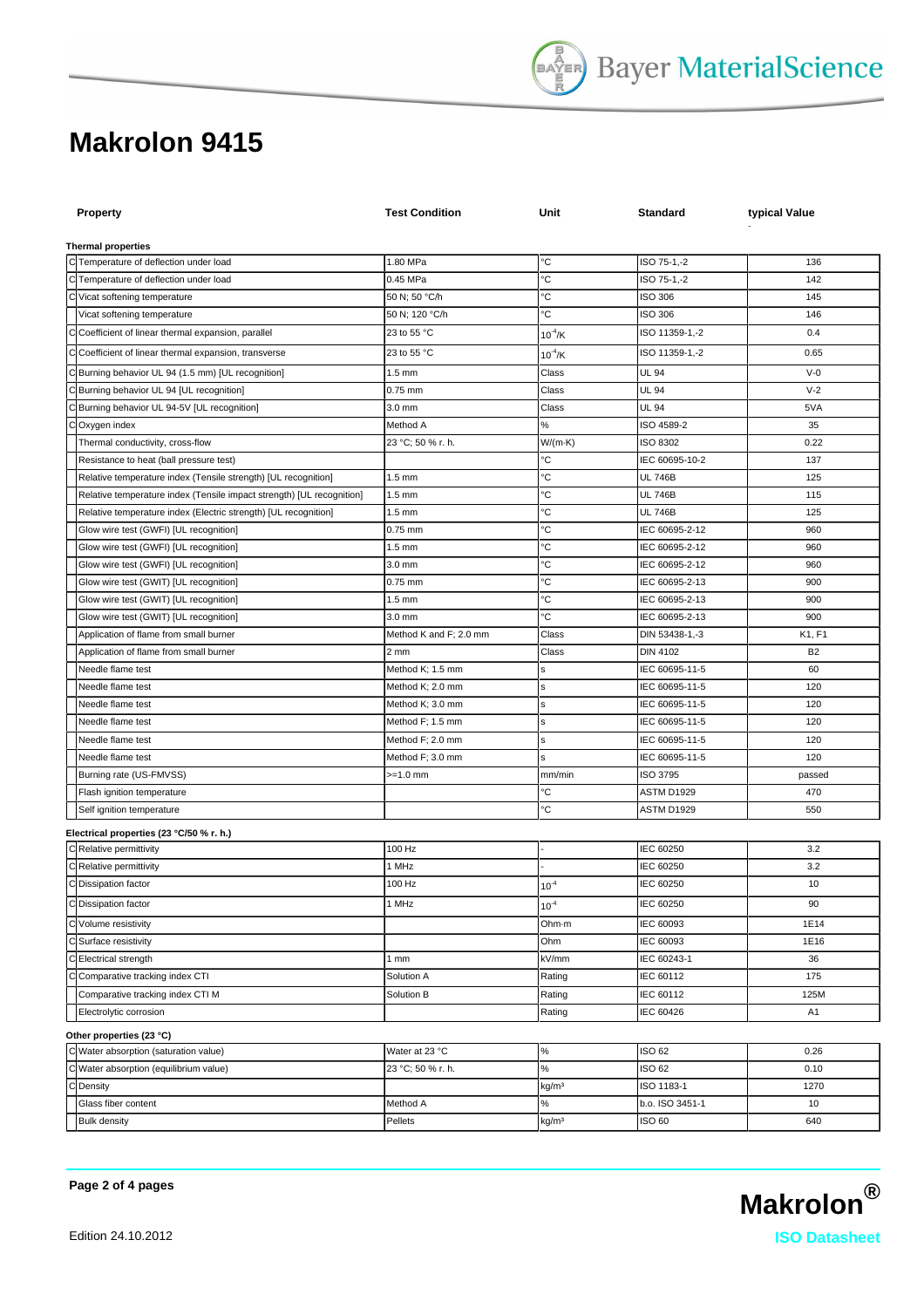# Makrolon 9415

| | Property | Test Condition | Unit | Standard | typical Value |
|---|---|---|---|---|---|
| | **Thermal properties** | | | | |
| C | Temperature of deflection under load | 1.80 MPa | °C | ISO 75-1,-2 | 136 |
| C | Temperature of deflection under load | 0.45 MPa | °C | ISO 75-1,-2 | 142 |
| C | Vicat softening temperature | 50 N; 50 °C/h | °C | ISO 306 | 145 |
| | Vicat softening temperature | 50 N; 120 °C/h | °C | ISO 306 | 146 |
| C | Coefficient of linear thermal expansion, parallel | 23 to 55 °C | $10^{-4}$/K | ISO 11359-1,-2 | 0.4 |
| C | Coefficient of linear thermal expansion, transverse | 23 to 55 °C | $10^{-4}$/K | ISO 11359-1,-2 | 0.65 |
| C | Burning behavior UL 94 (1.5 mm) [UL recognition] | 1.5 mm | Class | UL 94 | V-0 |
| C | Burning behavior UL 94 [UL recognition] | 0.75 mm | Class | UL 94 | V-2 |
| C | Burning behavior UL 94-5V [UL recognition] | 3.0 mm | Class | UL 94 | 5VA |
| C | Oxygen index | Method A | % | ISO 4589-2 | 35 |
| | Thermal conductivity, cross-flow | 23 °C; 50 % r. h. | W/(m·K) | ISO 8302 | 0.22 |
| | Resistance to heat (ball pressure test) | | °C | IEC 60695-10-2 | 137 |
| | Relative temperature index (Tensile strength) [UL recognition] | 1.5 mm | °C | UL 746B | 125 |
| | Relative temperature index (Tensile impact strength) [UL recognition] | 1.5 mm | °C | UL 746B | 115 |
| | Relative temperature index (Electric strength) [UL recognition] | 1.5 mm | °C | UL 746B | 125 |
| | Glow wire test (GWFI) [UL recognition] | 0.75 mm | °C | IEC 60695-2-12 | 960 |
| | Glow wire test (GWFI) [UL recognition] | 1.5 mm | °C | IEC 60695-2-12 | 960 |
| | Glow wire test (GWFI) [UL recognition] | 3.0 mm | °C | IEC 60695-2-12 | 960 |
| | Glow wire test (GWIT) [UL recognition] | 0.75 mm | °C | IEC 60695-2-13 | 900 |
| | Glow wire test (GWIT) [UL recognition] | 1.5 mm | °C | IEC 60695-2-13 | 900 |
| | Glow wire test (GWIT) [UL recognition] | 3.0 mm | °C | IEC 60695-2-13 | 900 |
| | Application of flame from small burner | Method K and F; 2.0 mm | Class | DIN 53438-1,-3 | K1, F1 |
| | Application of flame from small burner | 2 mm | Class | DIN 4102 | B2 |
| | Needle flame test | Method K; 1.5 mm | s | IEC 60695-11-5 | 60 |
| | Needle flame test | Method K; 2.0 mm | s | IEC 60695-11-5 | 120 |
| | Needle flame test | Method K; 3.0 mm | s | IEC 60695-11-5 | 120 |
| | Needle flame test | Method F; 1.5 mm | s | IEC 60695-11-5 | 120 |
| | Needle flame test | Method F; 2.0 mm | s | IEC 60695-11-5 | 120 |
| | Needle flame test | Method F; 3.0 mm | s | IEC 60695-11-5 | 120 |
| | Burning rate (US-FMVSS) | >=1.0 mm | mm/min | ISO 3795 | passed |
| | Flash ignition temperature | | °C | ASTM D1929 | 470 |
| | Self ignition temperature | | °C | ASTM D1929 | 550 |
| | **Electrical properties (23 °C/50 % r. h.)** | | | | |
| C | Relative permittivity | 100 Hz | - | IEC 60250 | 3.2 |
| C | Relative permittivity | 1 MHz | - | IEC 60250 | 3.2 |
| C | Dissipation factor | 100 Hz | $10^{-4}$ | IEC 60250 | 10 |
| C | Dissipation factor | 1 MHz | $10^{-4}$ | IEC 60250 | 90 |
| C | Volume resistivity | | Ohm·m | IEC 60093 | 1E14 |
| C | Surface resistivity | | Ohm | IEC 60093 | 1E16 |
| C | Electrical strength | 1 mm | kV/mm | IEC 60243-1 | 36 |
| C | Comparative tracking index CTI | Solution A | Rating | IEC 60112 | 175 |
| | Comparative tracking index CTI M | Solution B | Rating | IEC 60112 | 125M |
| | Electrolytic corrosion | | Rating | IEC 60426 | A1 |
| | **Other properties (23 °C)** | | | | |
| C | Water absorption (saturation value) | Water at 23 °C | % | ISO 62 | 0.26 |
| C | Water absorption (equilibrium value) | 23 °C; 50 % r. h. | % | ISO 62 | 0.10 |
| C | Density | | kg/m³ | ISO 1183-1 | 1270 |
| | Glass fiber content | Method A | % | b.o. ISO 3451-1 | 10 |
| | Bulk density | Pellets | kg/m³ | ISO 60 | 640 |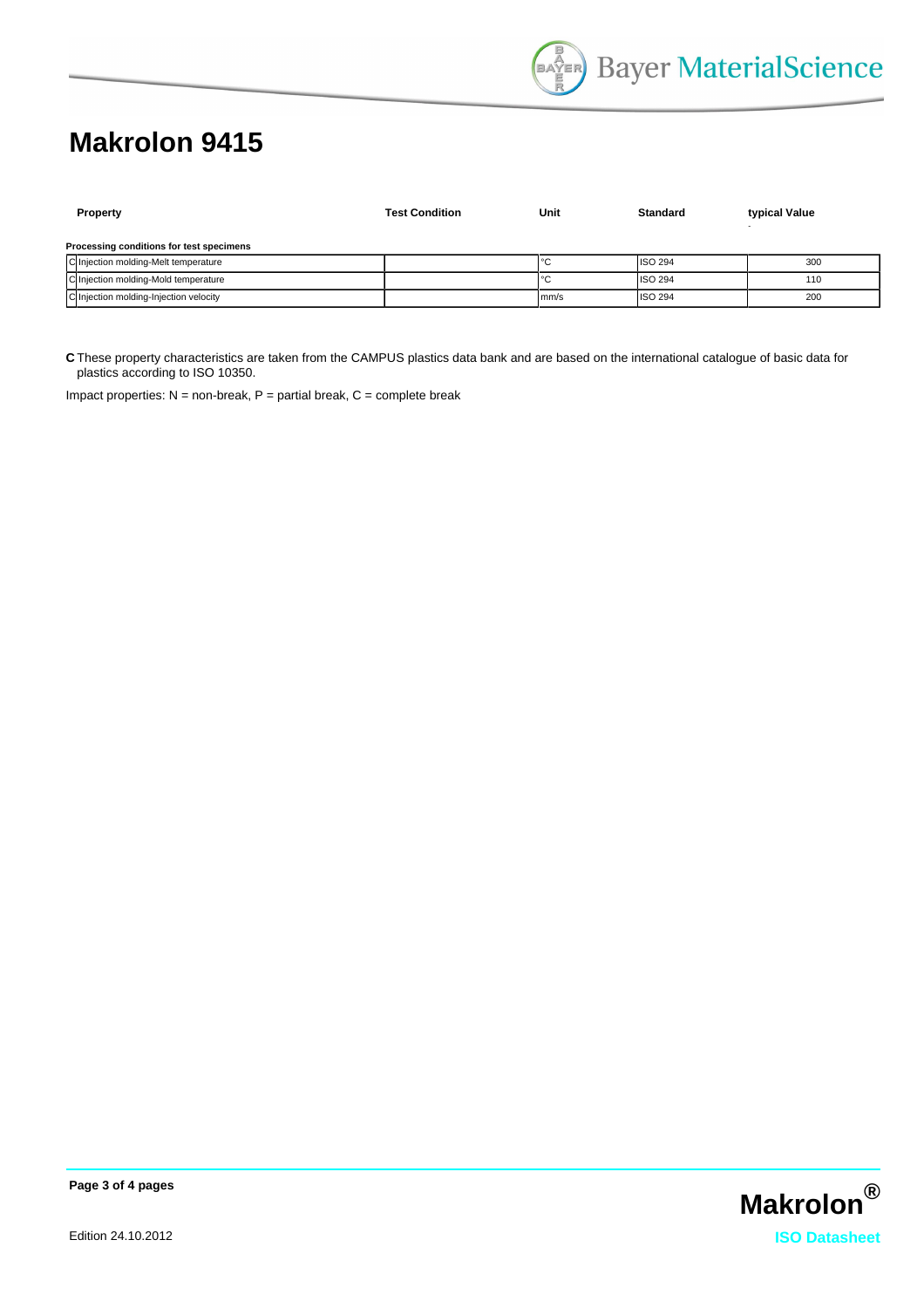# Makrolon 9415

| Property | Test Condition | Unit | Standard | typical Value |
|---|---|---|---|---|
| **Processing conditions for test specimens** | | | | |
| C Injection molding-Melt temperature | | °C | ISO 294 | 300 |
| C Injection molding-Mold temperature | | °C | ISO 294 | 110 |
| C Injection molding-Injection velocity | | mm/s | ISO 294 | 200 |

**C** These property characteristics are taken from the CAMPUS plastics data bank and are based on the international catalogue of basic data for plastics according to ISO 10350.

Impact properties: N = non-break, P = partial break, C = complete break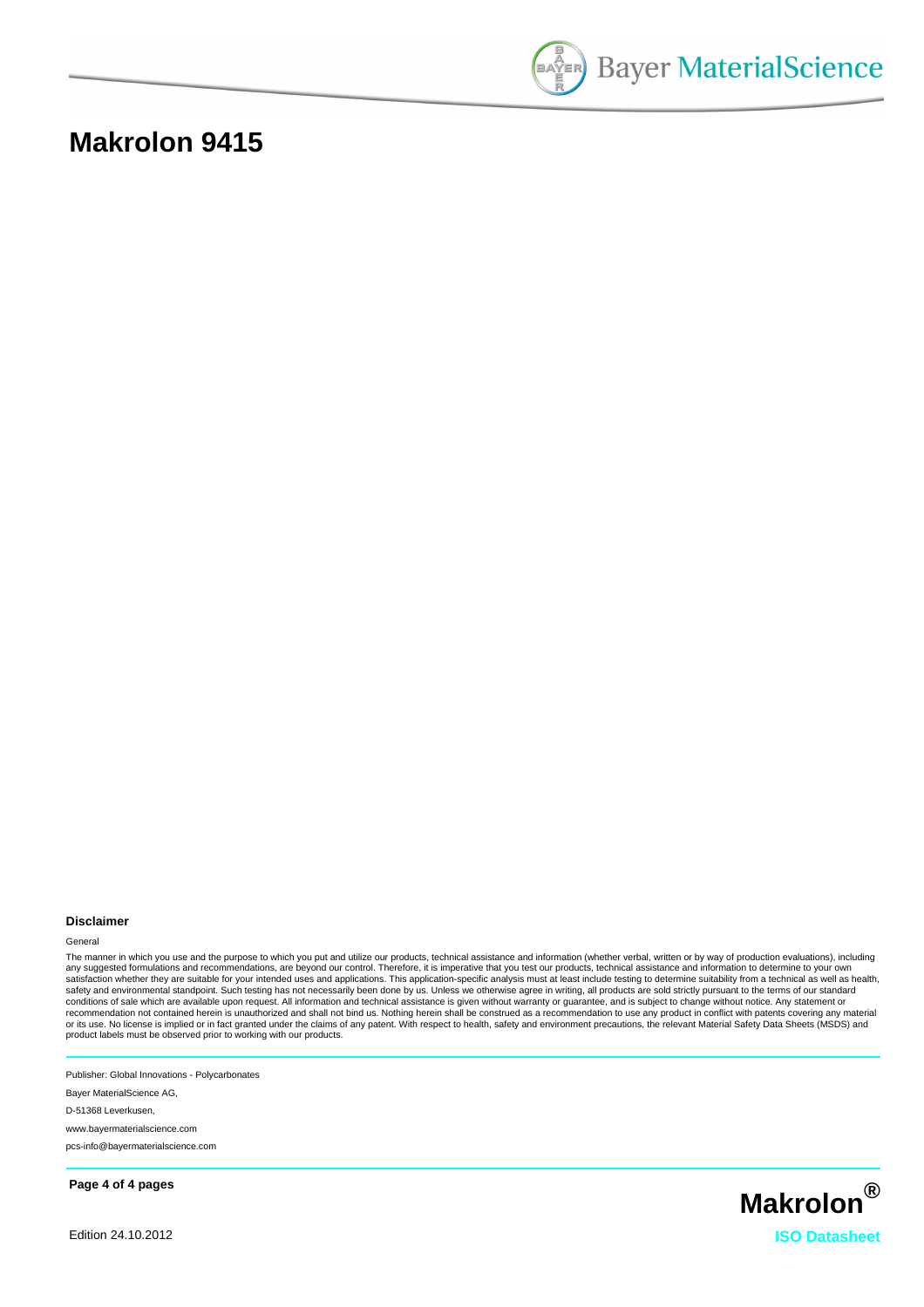# Makrolon 9415

**Disclaimer**

General

The manner in which you use and the purpose to which you put and utilize our products, technical assistance and information (whether verbal, written or by way of production evaluations), including any suggested formulations and recommendations, are beyond our control. Therefore, it is imperative that you test our products, technical assistance and information to determine to your own satisfaction whether they are suitable for your intended uses and applications. This application-specific analysis must at least include testing to determine suitability from a technical as well as health, safety and environmental standpoint. Such testing has not necessarily been done by us. Unless we otherwise agree in writing, all products are sold strictly pursuant to the terms of our standard conditions of sale which are available upon request. All information and technical assistance is given without warranty or guarantee, and is subject to change without notice. Any statement or recommendation not contained herein is unauthorized and shall not bind us. Nothing herein shall be construed as a recommendation to use any product in conflict with patents covering any material or its use. No license is implied or in fact granted under the claims of any patent. With respect to health, safety and environment precautions, the relevant Material Safety Data Sheets (MSDS) and product labels must be observed prior to working with our products.

Publisher: Global Innovations - Polycarbonates

Bayer MaterialScience AG,

D-51368 Leverkusen,

www.bayermaterialscience.com

pcs-info@bayermaterialscience.com

Edition 24.10.2012